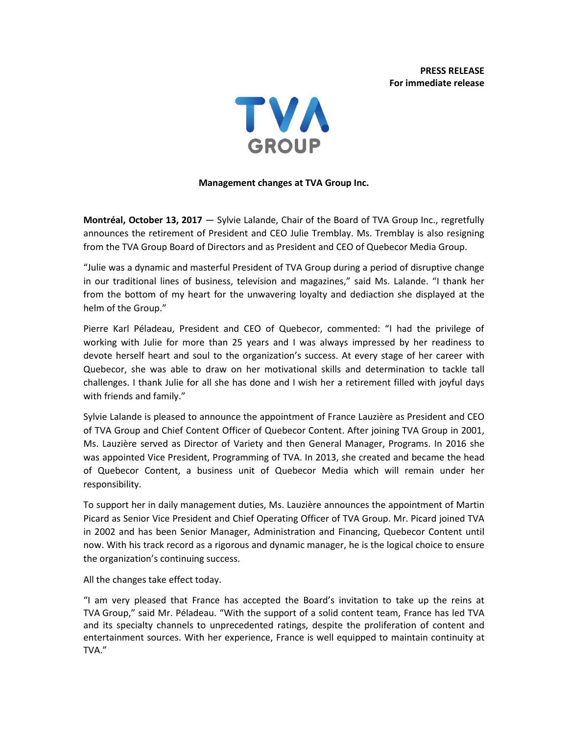**PRESS RELEASE**
**For immediate release**

TVA GROUP

**Management changes at TVA Group Inc.**

**Montréal, October 13, 2017** — Sylvie Lalande, Chair of the Board of TVA Group Inc., regretfully announces the retirement of President and CEO Julie Tremblay. Ms. Tremblay is also resigning from the TVA Group Board of Directors and as President and CEO of Quebecor Media Group.

"Julie was a dynamic and masterful President of TVA Group during a period of disruptive change in our traditional lines of business, television and magazines," said Ms. Lalande. "I thank her from the bottom of my heart for the unwavering loyalty and dediaction she displayed at the helm of the Group."

Pierre Karl Péladeau, President and CEO of Quebecor, commented: "I had the privilege of working with Julie for more than 25 years and I was always impressed by her readiness to devote herself heart and soul to the organization's success. At every stage of her career with Quebecor, she was able to draw on her motivational skills and determination to tackle tall challenges. I thank Julie for all she has done and I wish her a retirement filled with joyful days with friends and family."

Sylvie Lalande is pleased to announce the appointment of France Lauzière as President and CEO of TVA Group and Chief Content Officer of Quebecor Content. After joining TVA Group in 2001, Ms. Lauzière served as Director of Variety and then General Manager, Programs. In 2016 she was appointed Vice President, Programming of TVA. In 2013, she created and became the head of Quebecor Content, a business unit of Quebecor Media which will remain under her responsibility.

To support her in daily management duties, Ms. Lauzière announces the appointment of Martin Picard as Senior Vice President and Chief Operating Officer of TVA Group. Mr. Picard joined TVA in 2002 and has been Senior Manager, Administration and Financing, Quebecor Content until now. With his track record as a rigorous and dynamic manager, he is the logical choice to ensure the organization's continuing success.

All the changes take effect today.

"I am very pleased that France has accepted the Board's invitation to take up the reins at TVA Group," said Mr. Péladeau. "With the support of a solid content team, France has led TVA and its specialty channels to unprecedented ratings, despite the proliferation of content and entertainment sources. With her experience, France is well equipped to maintain continuity at TVA."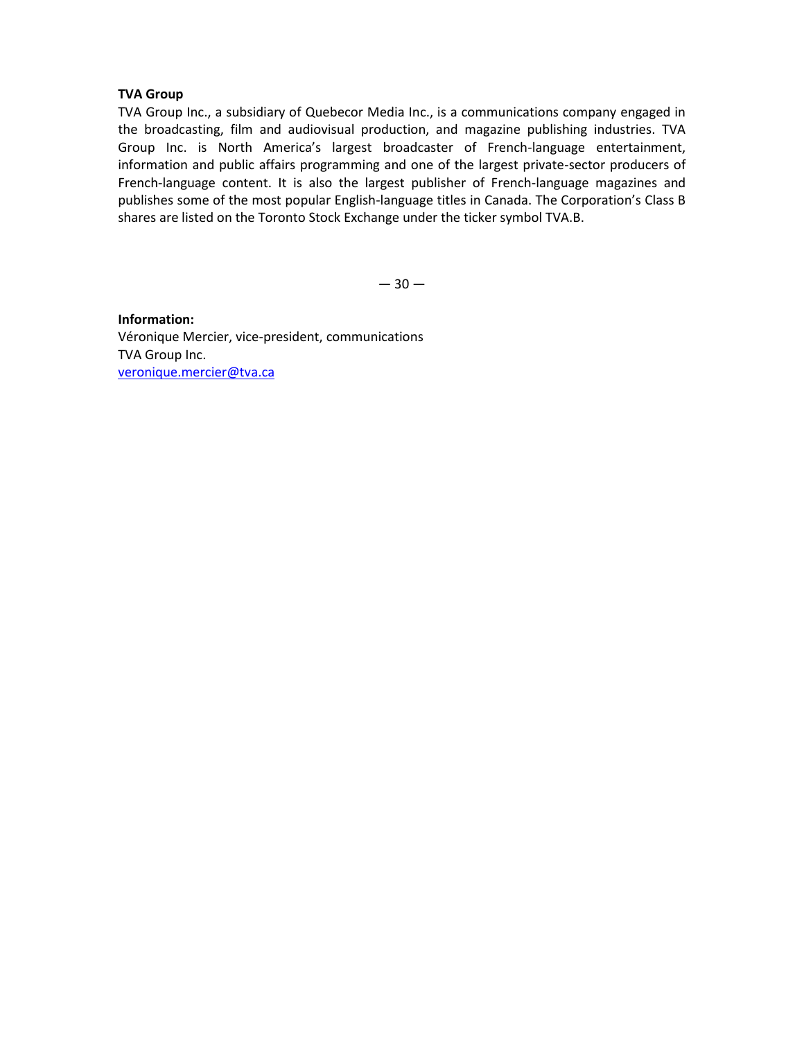**TVA Group**

TVA Group Inc., a subsidiary of Quebecor Media Inc., is a communications company engaged in the broadcasting, film and audiovisual production, and magazine publishing industries. TVA Group Inc. is North America's largest broadcaster of French-language entertainment, information and public affairs programming and one of the largest private-sector producers of French-language content. It is also the largest publisher of French-language magazines and publishes some of the most popular English-language titles in Canada. The Corporation's Class B shares are listed on the Toronto Stock Exchange under the ticker symbol TVA.B.

— 30 —

**Information:**

Véronique Mercier, vice-president, communications
TVA Group Inc.
veronique.mercier@tva.ca